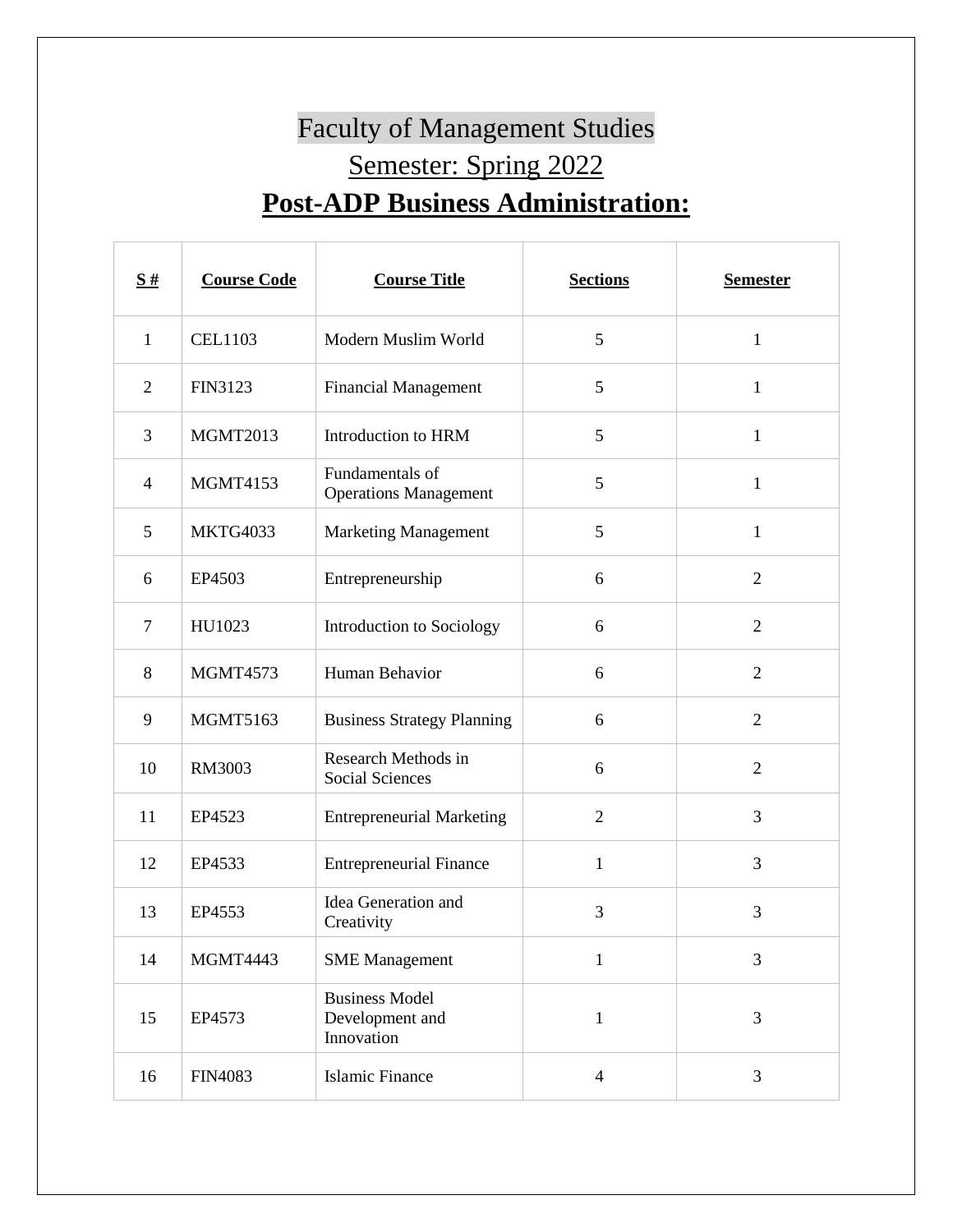# Faculty of Management Studies

## Semester: Spring 2022

## **Post-ADP Business Administration:**

| **S #** | **Course Code** | **Course Title** | **Sections** | **Semester** |
|---|---|---|---|---|
| 1 | CEL1103 | Modern Muslim World | 5 | 1 |
| 2 | FIN3123 | Financial Management | 5 | 1 |
| 3 | MGMT2013 | Introduction to HRM | 5 | 1 |
| 4 | MGMT4153 | Fundamentals of Operations Management | 5 | 1 |
| 5 | MKTG4033 | Marketing Management | 5 | 1 |
| 6 | EP4503 | Entrepreneurship | 6 | 2 |
| 7 | HU1023 | Introduction to Sociology | 6 | 2 |
| 8 | MGMT4573 | Human Behavior | 6 | 2 |
| 9 | MGMT5163 | Business Strategy Planning | 6 | 2 |
| 10 | RM3003 | Research Methods in Social Sciences | 6 | 2 |
| 11 | EP4523 | Entrepreneurial Marketing | 2 | 3 |
| 12 | EP4533 | Entrepreneurial Finance | 1 | 3 |
| 13 | EP4553 | Idea Generation and Creativity | 3 | 3 |
| 14 | MGMT4443 | SME Management | 1 | 3 |
| 15 | EP4573 | Business Model Development and Innovation | 1 | 3 |
| 16 | FIN4083 | Islamic Finance | 4 | 3 |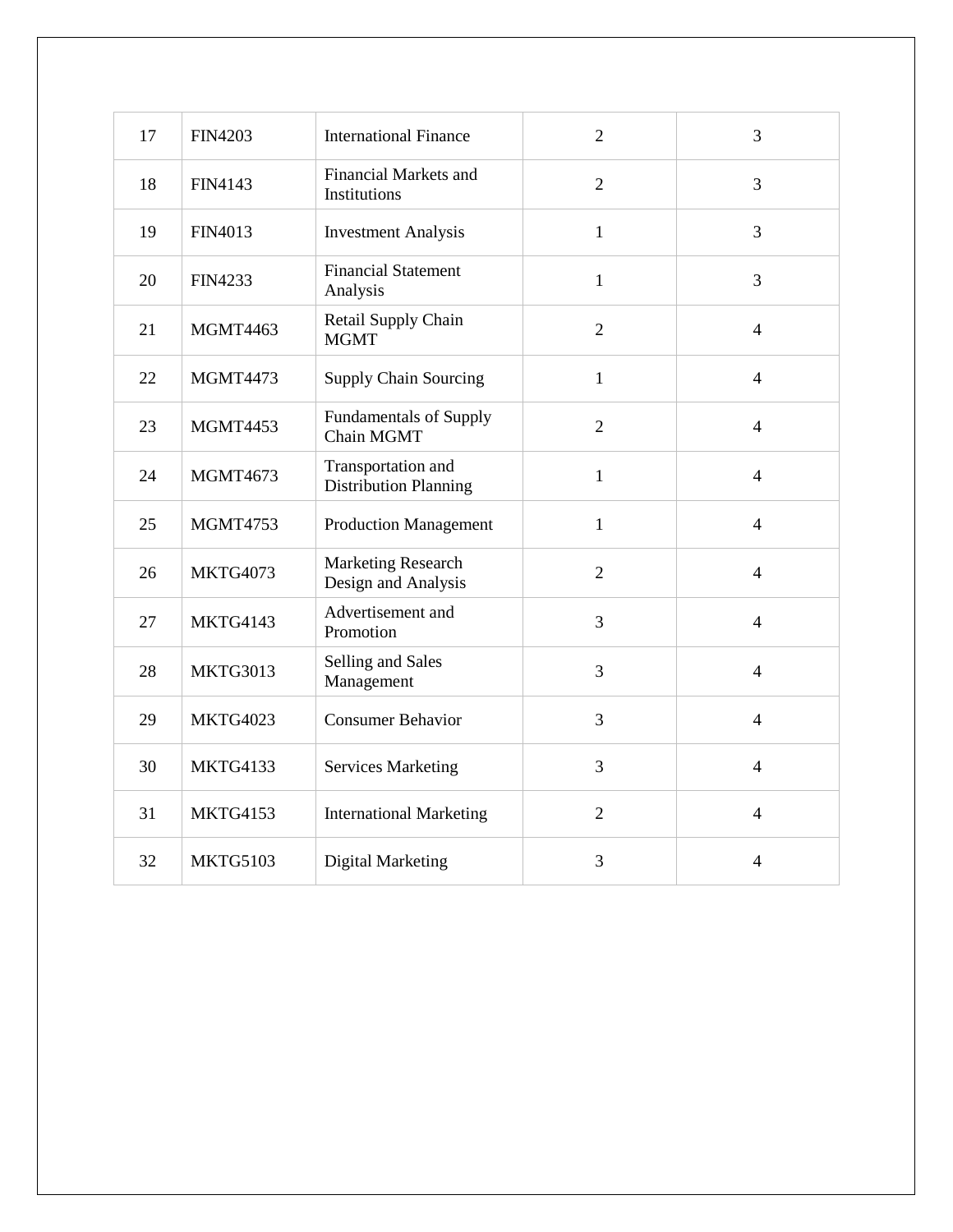| | | | | |
|---|---|---|---|---|
| 17 | FIN4203 | International Finance | 2 | 3 |
| 18 | FIN4143 | Financial Markets and Institutions | 2 | 3 |
| 19 | FIN4013 | Investment Analysis | 1 | 3 |
| 20 | FIN4233 | Financial Statement Analysis | 1 | 3 |
| 21 | MGMT4463 | Retail Supply Chain MGMT | 2 | 4 |
| 22 | MGMT4473 | Supply Chain Sourcing | 1 | 4 |
| 23 | MGMT4453 | Fundamentals of Supply Chain MGMT | 2 | 4 |
| 24 | MGMT4673 | Transportation and Distribution Planning | 1 | 4 |
| 25 | MGMT4753 | Production Management | 1 | 4 |
| 26 | MKTG4073 | Marketing Research Design and Analysis | 2 | 4 |
| 27 | MKTG4143 | Advertisement and Promotion | 3 | 4 |
| 28 | MKTG3013 | Selling and Sales Management | 3 | 4 |
| 29 | MKTG4023 | Consumer Behavior | 3 | 4 |
| 30 | MKTG4133 | Services Marketing | 3 | 4 |
| 31 | MKTG4153 | International Marketing | 2 | 4 |
| 32 | MKTG5103 | Digital Marketing | 3 | 4 |